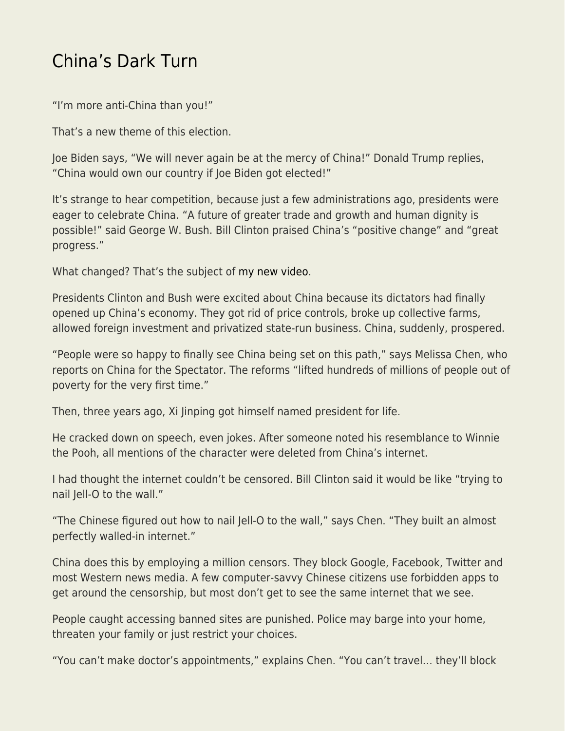# China's Dark Turn

"I'm more anti-China than you!"

That's a new theme of this election.

Joe Biden says, "We will never again be at the mercy of China!" Donald Trump replies, "China would own our country if Joe Biden got elected!"

It's strange to hear competition, because just a few administrations ago, presidents were eager to celebrate China. "A future of greater trade and growth and human dignity is possible!" said George W. Bush. Bill Clinton praised China's "positive change" and "great progress."

What changed? That's the subject of my new video.

Presidents Clinton and Bush were excited about China because its dictators had finally opened up China's economy. They got rid of price controls, broke up collective farms, allowed foreign investment and privatized state-run business. China, suddenly, prospered.

"People were so happy to finally see China being set on this path," says Melissa Chen, who reports on China for the Spectator. The reforms "lifted hundreds of millions of people out of poverty for the very first time."

Then, three years ago, Xi Jinping got himself named president for life.

He cracked down on speech, even jokes. After someone noted his resemblance to Winnie the Pooh, all mentions of the character were deleted from China's internet.

I had thought the internet couldn't be censored. Bill Clinton said it would be like "trying to nail Jell-O to the wall."

"The Chinese figured out how to nail Jell-O to the wall," says Chen. "They built an almost perfectly walled-in internet."

China does this by employing a million censors. They block Google, Facebook, Twitter and most Western news media. A few computer-savvy Chinese citizens use forbidden apps to get around the censorship, but most don't get to see the same internet that we see.

People caught accessing banned sites are punished. Police may barge into your home, threaten your family or just restrict your choices.

"You can't make doctor's appointments," explains Chen. "You can't travel… they'll block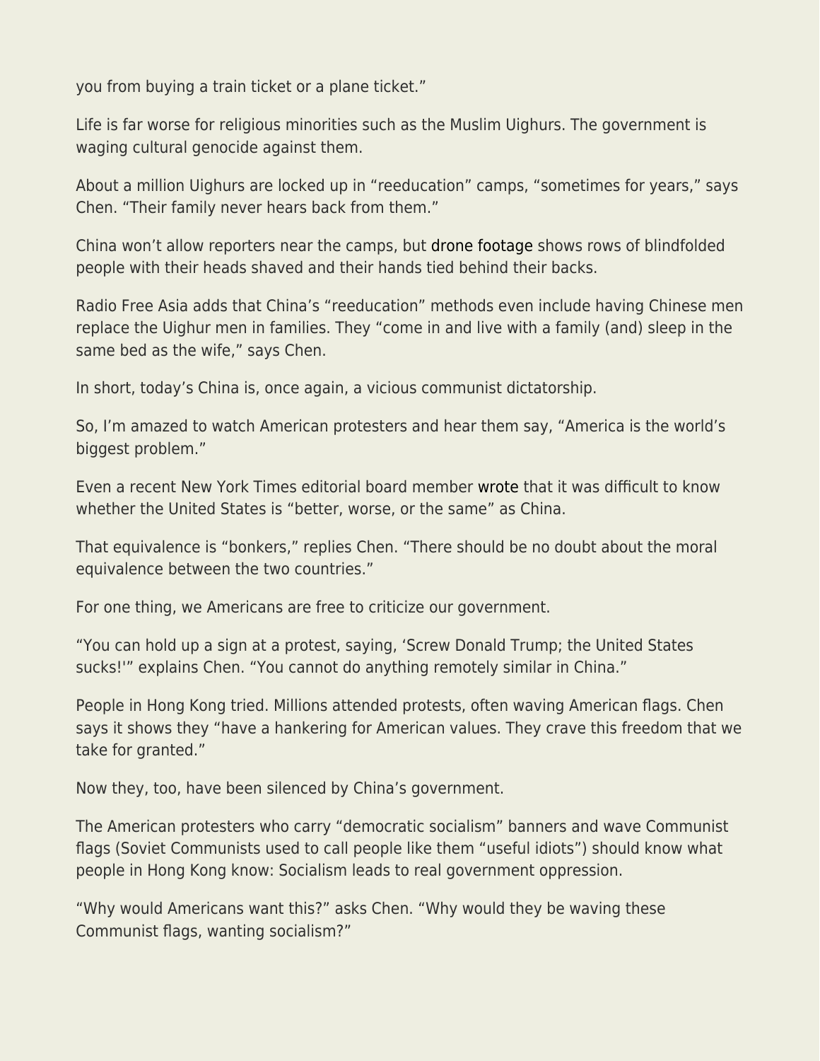you from buying a train ticket or a plane ticket."

Life is far worse for religious minorities such as the Muslim Uighurs. The government is waging cultural genocide against them.

About a million Uighurs are locked up in "reeducation" camps, "sometimes for years," says Chen. "Their family never hears back from them."

China won't allow reporters near the camps, but drone footage shows rows of blindfolded people with their heads shaved and their hands tied behind their backs.

Radio Free Asia adds that China's "reeducation" methods even include having Chinese men replace the Uighur men in families. They "come in and live with a family (and) sleep in the same bed as the wife," says Chen.

In short, today's China is, once again, a vicious communist dictatorship.

So, I'm amazed to watch American protesters and hear them say, "America is the world's biggest problem."

Even a recent New York Times editorial board member wrote that it was difficult to know whether the United States is "better, worse, or the same" as China.

That equivalence is "bonkers," replies Chen. "There should be no doubt about the moral equivalence between the two countries."

For one thing, we Americans are free to criticize our government.

"You can hold up a sign at a protest, saying, 'Screw Donald Trump; the United States sucks!'" explains Chen. "You cannot do anything remotely similar in China."

People in Hong Kong tried. Millions attended protests, often waving American flags. Chen says it shows they "have a hankering for American values. They crave this freedom that we take for granted."

Now they, too, have been silenced by China's government.

The American protesters who carry "democratic socialism" banners and wave Communist flags (Soviet Communists used to call people like them "useful idiots") should know what people in Hong Kong know: Socialism leads to real government oppression.

"Why would Americans want this?" asks Chen. "Why would they be waving these Communist flags, wanting socialism?"